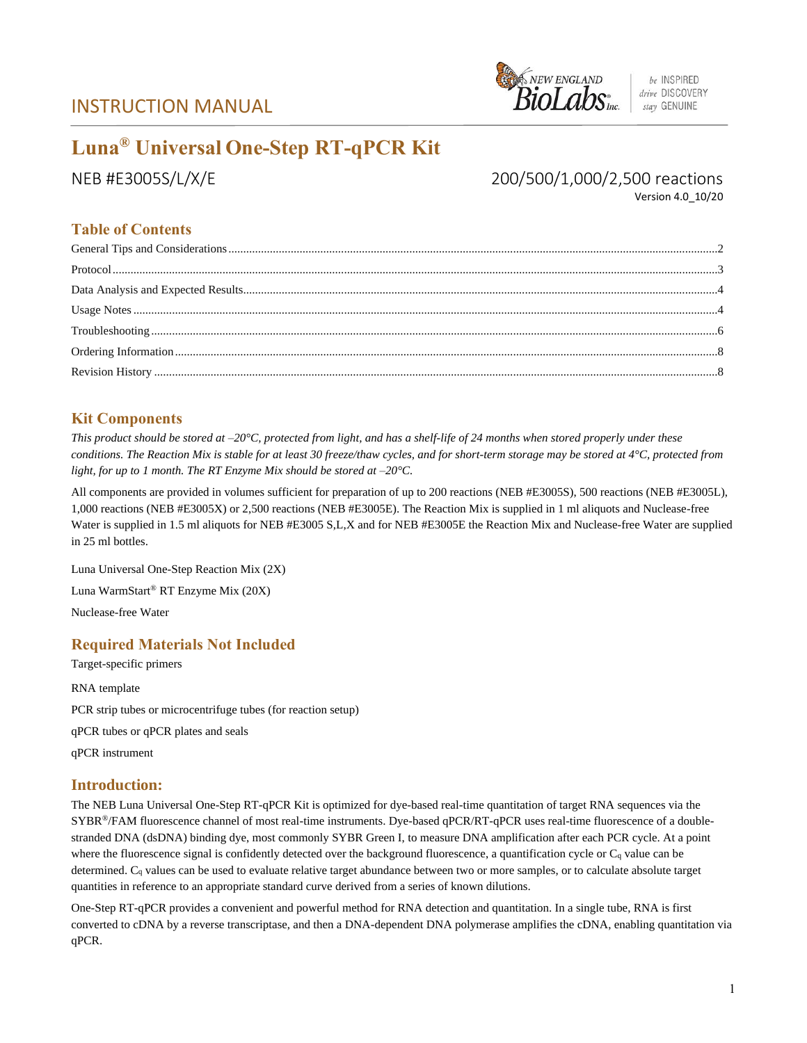INSTRUCTION MANUAL

# Luna® Universal One-Step RT-qPCR Kit

NEB #E3005S/L/X/E

200/500/1,000/2,500 reactions

Version 4.0_10/20

## Table of Contents

General Tips and Considerations ........ 2

Protocol ........ 3

Data Analysis and Expected Results ........ 4

Usage Notes ........ 4

Troubleshooting ........ 6

Ordering Information ........ 8

Revision History ........ 8

## Kit Components

*This product should be stored at –20°C, protected from light, and has a shelf-life of 24 months when stored properly under these conditions. The Reaction Mix is stable for at least 30 freeze/thaw cycles, and for short-term storage may be stored at 4°C, protected from light, for up to 1 month. The RT Enzyme Mix should be stored at –20°C.*

All components are provided in volumes sufficient for preparation of up to 200 reactions (NEB #E3005S), 500 reactions (NEB #E3005L), 1,000 reactions (NEB #E3005X) or 2,500 reactions (NEB #E3005E). The Reaction Mix is supplied in 1 ml aliquots and Nuclease-free Water is supplied in 1.5 ml aliquots for NEB #E3005 S,L,X and for NEB #E3005E the Reaction Mix and Nuclease-free Water are supplied in 25 ml bottles.

Luna Universal One-Step Reaction Mix (2X)

Luna WarmStart® RT Enzyme Mix (20X)

Nuclease-free Water

## Required Materials Not Included

Target-specific primers

RNA template

PCR strip tubes or microcentrifuge tubes (for reaction setup)

qPCR tubes or qPCR plates and seals

qPCR instrument

## Introduction:

The NEB Luna Universal One-Step RT-qPCR Kit is optimized for dye-based real-time quantitation of target RNA sequences via the SYBR®/FAM fluorescence channel of most real-time instruments. Dye-based qPCR/RT-qPCR uses real-time fluorescence of a double-stranded DNA (dsDNA) binding dye, most commonly SYBR Green I, to measure DNA amplification after each PCR cycle. At a point where the fluorescence signal is confidently detected over the background fluorescence, a quantification cycle or $C_q$ value can be determined. $C_q$ values can be used to evaluate relative target abundance between two or more samples, or to calculate absolute target quantities in reference to an appropriate standard curve derived from a series of known dilutions.

One-Step RT-qPCR provides a convenient and powerful method for RNA detection and quantitation. In a single tube, RNA is first converted to cDNA by a reverse transcriptase, and then a DNA-dependent DNA polymerase amplifies the cDNA, enabling quantitation via qPCR.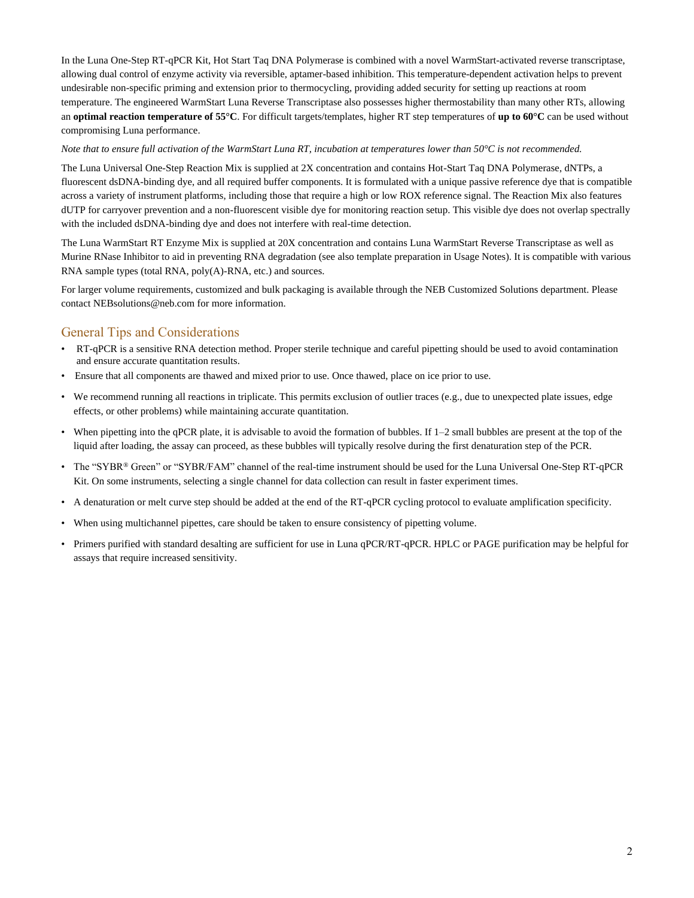In the Luna One-Step RT-qPCR Kit, Hot Start Taq DNA Polymerase is combined with a novel WarmStart-activated reverse transcriptase, allowing dual control of enzyme activity via reversible, aptamer-based inhibition. This temperature-dependent activation helps to prevent undesirable non-specific priming and extension prior to thermocycling, providing added security for setting up reactions at room temperature. The engineered WarmStart Luna Reverse Transcriptase also possesses higher thermostability than many other RTs, allowing an **optimal reaction temperature of 55°C**. For difficult targets/templates, higher RT step temperatures of **up to 60°C** can be used without compromising Luna performance.

*Note that to ensure full activation of the WarmStart Luna RT, incubation at temperatures lower than 50°C is not recommended.*

The Luna Universal One-Step Reaction Mix is supplied at 2X concentration and contains Hot-Start Taq DNA Polymerase, dNTPs, a fluorescent dsDNA-binding dye, and all required buffer components. It is formulated with a unique passive reference dye that is compatible across a variety of instrument platforms, including those that require a high or low ROX reference signal. The Reaction Mix also features dUTP for carryover prevention and a non-fluorescent visible dye for monitoring reaction setup. This visible dye does not overlap spectrally with the included dsDNA-binding dye and does not interfere with real-time detection.

The Luna WarmStart RT Enzyme Mix is supplied at 20X concentration and contains Luna WarmStart Reverse Transcriptase as well as Murine RNase Inhibitor to aid in preventing RNA degradation (see also template preparation in Usage Notes). It is compatible with various RNA sample types (total RNA, poly(A)-RNA, etc.) and sources.

For larger volume requirements, customized and bulk packaging is available through the NEB Customized Solutions department. Please contact NEBsolutions@neb.com for more information.

## General Tips and Considerations

- RT-qPCR is a sensitive RNA detection method. Proper sterile technique and careful pipetting should be used to avoid contamination and ensure accurate quantitation results.
- Ensure that all components are thawed and mixed prior to use. Once thawed, place on ice prior to use.
- We recommend running all reactions in triplicate. This permits exclusion of outlier traces (e.g., due to unexpected plate issues, edge effects, or other problems) while maintaining accurate quantitation.
- When pipetting into the qPCR plate, it is advisable to avoid the formation of bubbles. If 1–2 small bubbles are present at the top of the liquid after loading, the assay can proceed, as these bubbles will typically resolve during the first denaturation step of the PCR.
- The "SYBR® Green" or "SYBR/FAM" channel of the real-time instrument should be used for the Luna Universal One-Step RT-qPCR Kit. On some instruments, selecting a single channel for data collection can result in faster experiment times.
- A denaturation or melt curve step should be added at the end of the RT-qPCR cycling protocol to evaluate amplification specificity.
- When using multichannel pipettes, care should be taken to ensure consistency of pipetting volume.
- Primers purified with standard desalting are sufficient for use in Luna qPCR/RT-qPCR. HPLC or PAGE purification may be helpful for assays that require increased sensitivity.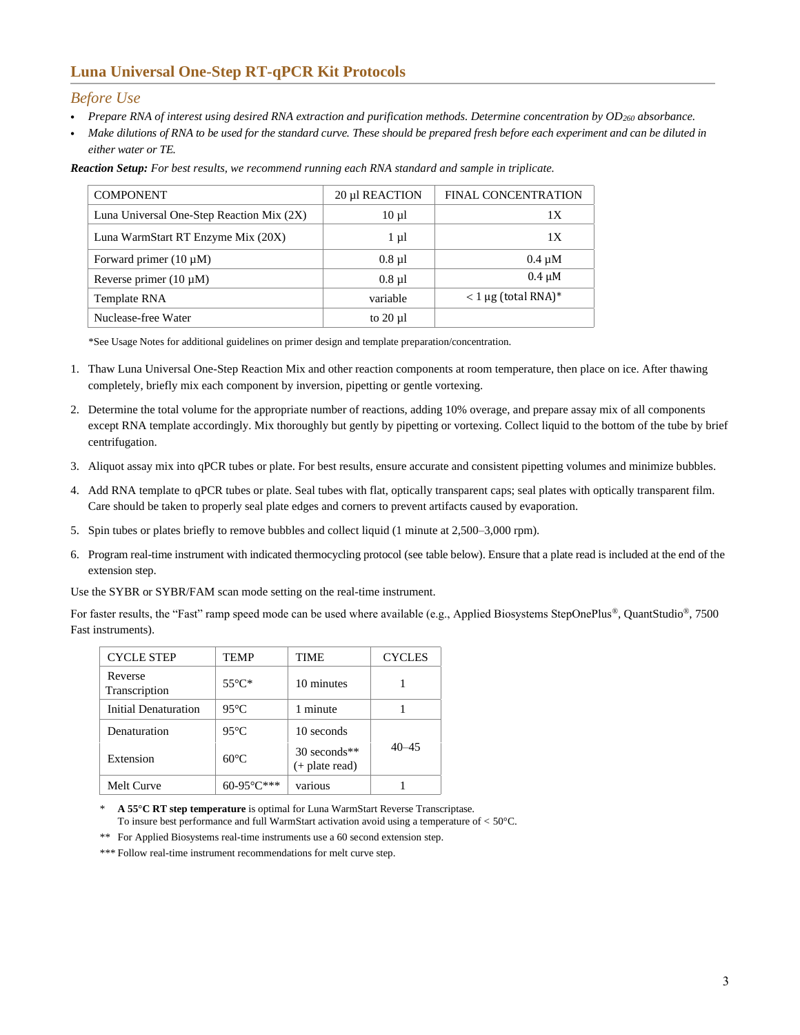## Luna Universal One-Step RT-qPCR Kit Protocols

### *Before Use*

- *Prepare RNA of interest using desired RNA extraction and purification methods. Determine concentration by $OD_{260}$ absorbance.*
- *Make dilutions of RNA to be used for the standard curve. These should be prepared fresh before each experiment and can be diluted in either water or TE.*

***Reaction Setup:*** *For best results, we recommend running each RNA standard and sample in triplicate.*

| COMPONENT | 20 µl REACTION | FINAL CONCENTRATION |
|---|---|---|
| Luna Universal One-Step Reaction Mix (2X) | 10 µl | 1X |
| Luna WarmStart RT Enzyme Mix (20X) | 1 µl | 1X |
| Forward primer (10 µM) | 0.8 µl | 0.4 µM |
| Reverse primer (10 µM) | 0.8 µl | 0.4 µM |
| Template RNA | variable | < 1 µg (total RNA)* |
| Nuclease-free Water | to 20 µl | |

*See Usage Notes for additional guidelines on primer design and template preparation/concentration.

1. Thaw Luna Universal One-Step Reaction Mix and other reaction components at room temperature, then place on ice. After thawing completely, briefly mix each component by inversion, pipetting or gentle vortexing.
2. Determine the total volume for the appropriate number of reactions, adding 10% overage, and prepare assay mix of all components except RNA template accordingly. Mix thoroughly but gently by pipetting or vortexing. Collect liquid to the bottom of the tube by brief centrifugation.
3. Aliquot assay mix into qPCR tubes or plate. For best results, ensure accurate and consistent pipetting volumes and minimize bubbles.
4. Add RNA template to qPCR tubes or plate. Seal tubes with flat, optically transparent caps; seal plates with optically transparent film. Care should be taken to properly seal plate edges and corners to prevent artifacts caused by evaporation.
5. Spin tubes or plates briefly to remove bubbles and collect liquid (1 minute at 2,500–3,000 rpm).
6. Program real-time instrument with indicated thermocycling protocol (see table below). Ensure that a plate read is included at the end of the extension step.

Use the SYBR or SYBR/FAM scan mode setting on the real-time instrument.

For faster results, the "Fast" ramp speed mode can be used where available (e.g., Applied Biosystems StepOnePlus®, QuantStudio®, 7500 Fast instruments).

| CYCLE STEP | TEMP | TIME | CYCLES |
|---|---|---|---|
| Reverse Transcription | 55°C* | 10 minutes | 1 |
| Initial Denaturation | 95°C | 1 minute | 1 |
| Denaturation | 95°C | 10 seconds | 40–45 |
| Extension | 60°C | 30 seconds** (+ plate read) | |
| Melt Curve | 60-95°C*** | various | 1 |

\* **A 55°C RT step temperature** is optimal for Luna WarmStart Reverse Transcriptase. To insure best performance and full WarmStart activation avoid using a temperature of < 50°C.

** For Applied Biosystems real-time instruments use a 60 second extension step.

*** Follow real-time instrument recommendations for melt curve step.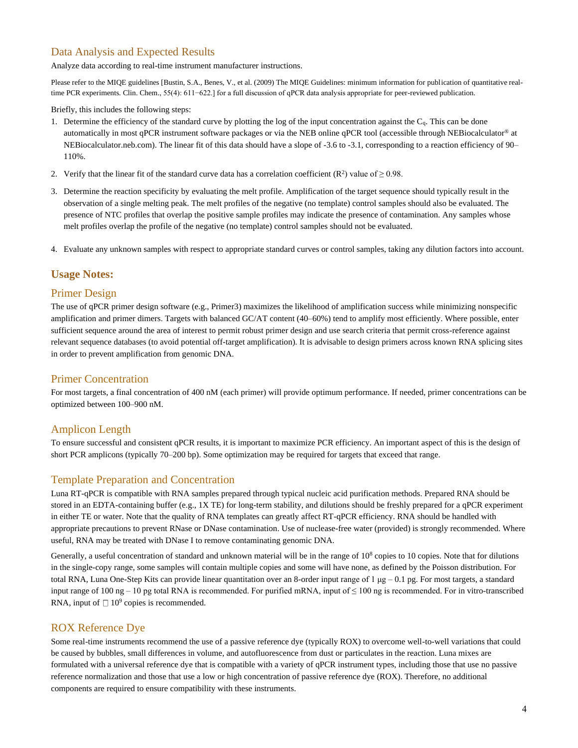## Data Analysis and Expected Results

Analyze data according to real-time instrument manufacturer instructions.

Please refer to the MIQE guidelines [Bustin, S.A., Benes, V., et al. (2009) The MIQE Guidelines: minimum information for publication of quantitative real-time PCR experiments. Clin. Chem., 55(4): 611−622.] for a full discussion of qPCR data analysis appropriate for peer-reviewed publication.

Briefly, this includes the following steps:

1. Determine the efficiency of the standard curve by plotting the log of the input concentration against the $C_q$. This can be done automatically in most qPCR instrument software packages or via the NEB online qPCR tool (accessible through NEBiocalculator® at NEBiocalculator.neb.com). The linear fit of this data should have a slope of -3.6 to -3.1, corresponding to a reaction efficiency of 90–110%.

2. Verify that the linear fit of the standard curve data has a correlation coefficient ($R^2$) value of $\geq 0.98$.

3. Determine the reaction specificity by evaluating the melt profile. Amplification of the target sequence should typically result in the observation of a single melting peak. The melt profiles of the negative (no template) control samples should also be evaluated. The presence of NTC profiles that overlap the positive sample profiles may indicate the presence of contamination. Any samples whose melt profiles overlap the profile of the negative (no template) control samples should not be evaluated.

4. Evaluate any unknown samples with respect to appropriate standard curves or control samples, taking any dilution factors into account.

## Usage Notes:

### Primer Design

The use of qPCR primer design software (e.g., Primer3) maximizes the likelihood of amplification success while minimizing nonspecific amplification and primer dimers. Targets with balanced GC/AT content (40–60%) tend to amplify most efficiently. Where possible, enter sufficient sequence around the area of interest to permit robust primer design and use search criteria that permit cross-reference against relevant sequence databases (to avoid potential off-target amplification). It is advisable to design primers across known RNA splicing sites in order to prevent amplification from genomic DNA.

### Primer Concentration

For most targets, a final concentration of 400 nM (each primer) will provide optimum performance. If needed, primer concentrations can be optimized between 100–900 nM.

### Amplicon Length

To ensure successful and consistent qPCR results, it is important to maximize PCR efficiency. An important aspect of this is the design of short PCR amplicons (typically 70–200 bp). Some optimization may be required for targets that exceed that range.

### Template Preparation and Concentration

Luna RT-qPCR is compatible with RNA samples prepared through typical nucleic acid purification methods. Prepared RNA should be stored in an EDTA-containing buffer (e.g., 1X TE) for long-term stability, and dilutions should be freshly prepared for a qPCR experiment in either TE or water. Note that the quality of RNA templates can greatly affect RT-qPCR efficiency. RNA should be handled with appropriate precautions to prevent RNase or DNase contamination. Use of nuclease-free water (provided) is strongly recommended. Where useful, RNA may be treated with DNase I to remove contaminating genomic DNA.

Generally, a useful concentration of standard and unknown material will be in the range of $10^8$ copies to 10 copies. Note that for dilutions in the single-copy range, some samples will contain multiple copies and some will have none, as defined by the Poisson distribution. For total RNA, Luna One-Step Kits can provide linear quantitation over an 8-order input range of 1 µg – 0.1 pg. For most targets, a standard input range of 100 ng – 10 pg total RNA is recommended. For purified mRNA, input of ≤ 100 ng is recommended. For in vitro-transcribed RNA, input of $\leq 10^9$ copies is recommended.

### ROX Reference Dye

Some real-time instruments recommend the use of a passive reference dye (typically ROX) to overcome well-to-well variations that could be caused by bubbles, small differences in volume, and autofluorescence from dust or particulates in the reaction. Luna mixes are formulated with a universal reference dye that is compatible with a variety of qPCR instrument types, including those that use no passive reference normalization and those that use a low or high concentration of passive reference dye (ROX). Therefore, no additional components are required to ensure compatibility with these instruments.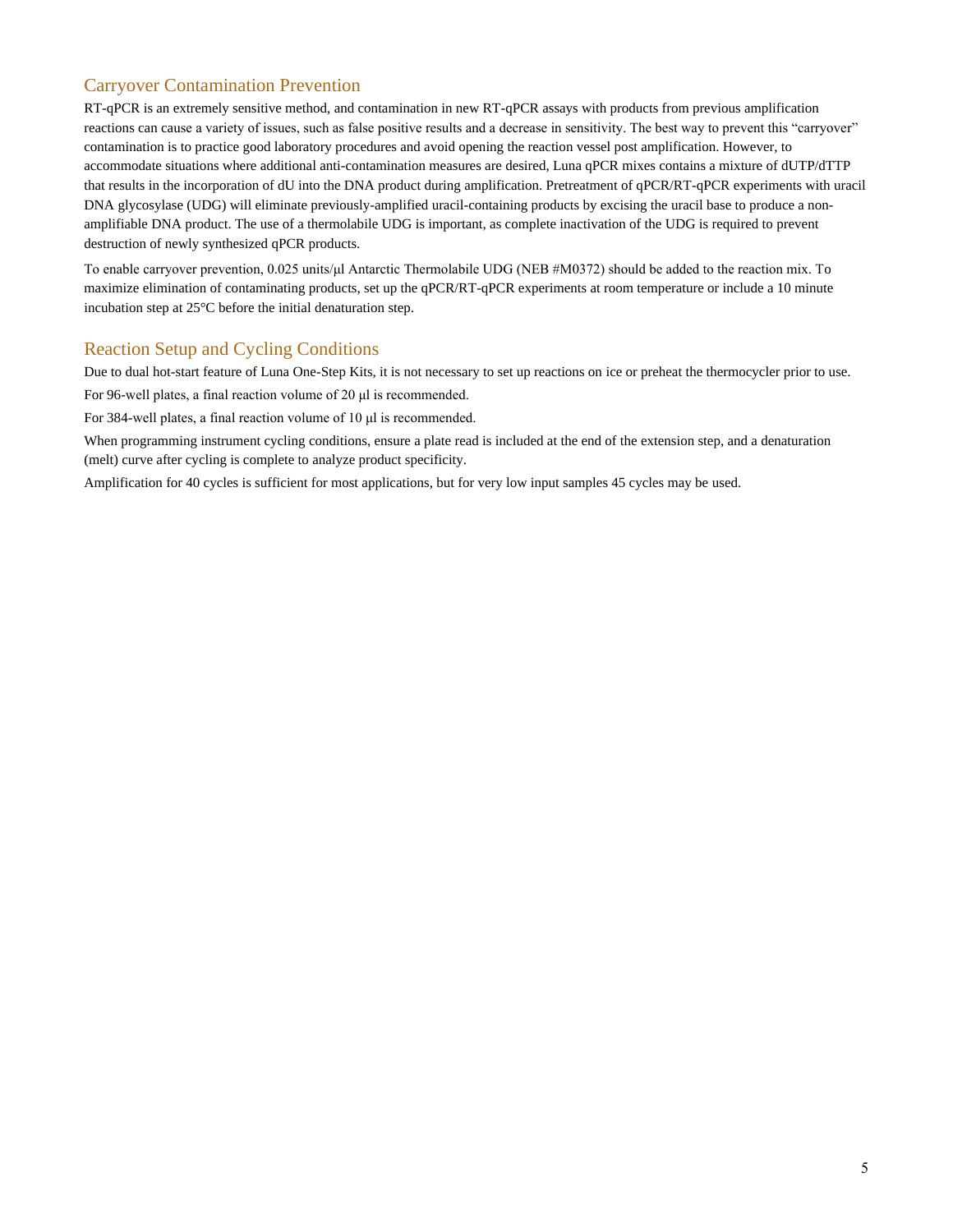## Carryover Contamination Prevention

RT-qPCR is an extremely sensitive method, and contamination in new RT-qPCR assays with products from previous amplification reactions can cause a variety of issues, such as false positive results and a decrease in sensitivity. The best way to prevent this "carryover" contamination is to practice good laboratory procedures and avoid opening the reaction vessel post amplification. However, to accommodate situations where additional anti-contamination measures are desired, Luna qPCR mixes contains a mixture of dUTP/dTTP that results in the incorporation of dU into the DNA product during amplification. Pretreatment of qPCR/RT-qPCR experiments with uracil DNA glycosylase (UDG) will eliminate previously-amplified uracil-containing products by excising the uracil base to produce a non-amplifiable DNA product. The use of a thermolabile UDG is important, as complete inactivation of the UDG is required to prevent destruction of newly synthesized qPCR products.

To enable carryover prevention, 0.025 units/µl Antarctic Thermolabile UDG (NEB #M0372) should be added to the reaction mix. To maximize elimination of contaminating products, set up the qPCR/RT-qPCR experiments at room temperature or include a 10 minute incubation step at 25°C before the initial denaturation step.

## Reaction Setup and Cycling Conditions

Due to dual hot-start feature of Luna One-Step Kits, it is not necessary to set up reactions on ice or preheat the thermocycler prior to use.

For 96-well plates, a final reaction volume of 20 µl is recommended.

For 384-well plates, a final reaction volume of 10 µl is recommended.

When programming instrument cycling conditions, ensure a plate read is included at the end of the extension step, and a denaturation (melt) curve after cycling is complete to analyze product specificity.

Amplification for 40 cycles is sufficient for most applications, but for very low input samples 45 cycles may be used.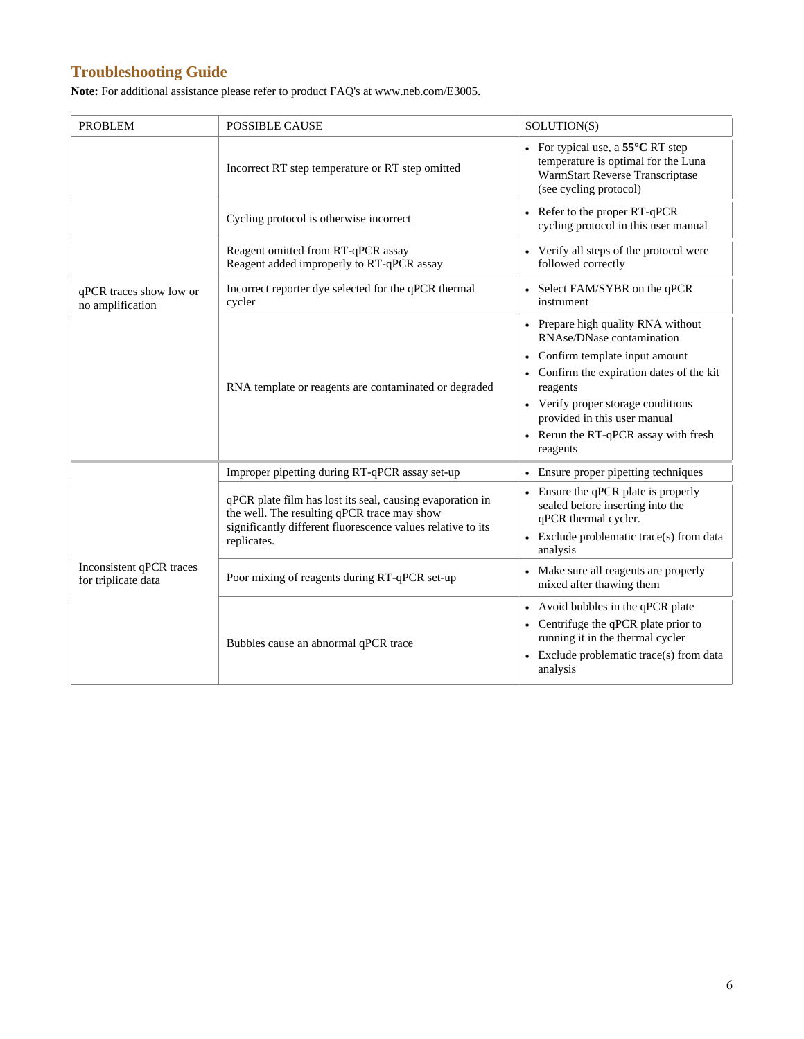## Troubleshooting Guide

**Note:** For additional assistance please refer to product FAQ's at www.neb.com/E3005.

| PROBLEM | POSSIBLE CAUSE | SOLUTION(S) |
|---|---|---|
| qPCR traces show low or no amplification | Incorrect RT step temperature or RT step omitted | • For typical use, a **55°C** RT step temperature is optimal for the Luna WarmStart Reverse Transcriptase (see cycling protocol) |
| | Cycling protocol is otherwise incorrect | • Refer to the proper RT-qPCR cycling protocol in this user manual |
| | Reagent omitted from RT-qPCR assay<br>Reagent added improperly to RT-qPCR assay | • Verify all steps of the protocol were followed correctly |
| | Incorrect reporter dye selected for the qPCR thermal cycler | • Select FAM/SYBR on the qPCR instrument |
| | RNA template or reagents are contaminated or degraded | • Prepare high quality RNA without RNAse/DNase contamination<br>• Confirm template input amount<br>• Confirm the expiration dates of the kit reagents<br>• Verify proper storage conditions provided in this user manual<br>• Rerun the RT-qPCR assay with fresh reagents |
| Inconsistent qPCR traces for triplicate data | Improper pipetting during RT-qPCR assay set-up | • Ensure proper pipetting techniques |
| | qPCR plate film has lost its seal, causing evaporation in the well. The resulting qPCR trace may show significantly different fluorescence values relative to its replicates. | • Ensure the qPCR plate is properly sealed before inserting into the qPCR thermal cycler.<br>• Exclude problematic trace(s) from data analysis |
| | Poor mixing of reagents during RT-qPCR set-up | • Make sure all reagents are properly mixed after thawing them |
| | Bubbles cause an abnormal qPCR trace | • Avoid bubbles in the qPCR plate<br>• Centrifuge the qPCR plate prior to running it in the thermal cycler<br>• Exclude problematic trace(s) from data analysis |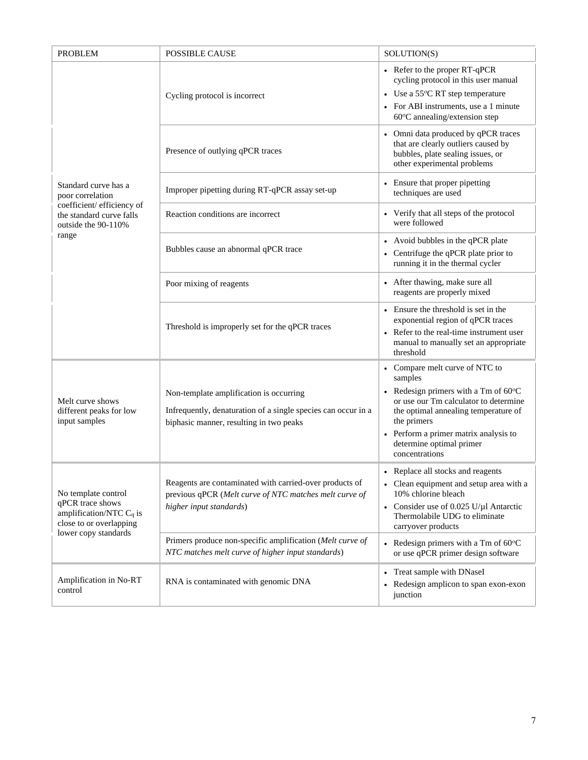| PROBLEM | POSSIBLE CAUSE | SOLUTION(S) |
|---|---|---|
| Standard curve has a poor correlation coefficient/ efficiency of the standard curve falls outside the 90-110% range | Cycling protocol is incorrect | • Refer to the proper RT-qPCR cycling protocol in this user manual<br>• Use a 55ºC RT step temperature<br>• For ABI instruments, use a 1 minute 60ºC annealing/extension step |
| | Presence of outlying qPCR traces | • Omni data produced by qPCR traces that are clearly outliers caused by bubbles, plate sealing issues, or other experimental problems |
| | Improper pipetting during RT-qPCR assay set-up | • Ensure that proper pipetting techniques are used |
| | Reaction conditions are incorrect | • Verify that all steps of the protocol were followed |
| | Bubbles cause an abnormal qPCR trace | • Avoid bubbles in the qPCR plate<br>• Centrifuge the qPCR plate prior to running it in the thermal cycler |
| | Poor mixing of reagents | • After thawing, make sure all reagents are properly mixed |
| | Threshold is improperly set for the qPCR traces | • Ensure the threshold is set in the exponential region of qPCR traces<br>• Refer to the real-time instrument user manual to manually set an appropriate threshold |
| Melt curve shows different peaks for low input samples | Non-template amplification is occurring<br>Infrequently, denaturation of a single species can occur in a biphasic manner, resulting in two peaks | • Compare melt curve of NTC to samples<br>• Redesign primers with a Tm of 60ºC or use our Tm calculator to determine the optimal annealing temperature of the primers<br>• Perform a primer matrix analysis to determine optimal primer concentrations |
| No template control qPCR trace shows amplification/NTC $C_q$ is close to or overlapping lower copy standards | Reagents are contaminated with carried-over products of previous qPCR (*Melt curve of NTC matches melt curve of higher input standards*) | • Replace all stocks and reagents<br>• Clean equipment and setup area with a 10% chlorine bleach<br>• Consider use of 0.025 U/µl Antarctic Thermolabile UDG to eliminate carryover products |
| | Primers produce non-specific amplification (*Melt curve of NTC matches melt curve of higher input standards*) | • Redesign primers with a Tm of 60ºC or use qPCR primer design software |
| Amplification in No-RT control | RNA is contaminated with genomic DNA | • Treat sample with DNaseI<br>• Redesign amplicon to span exon-exon junction |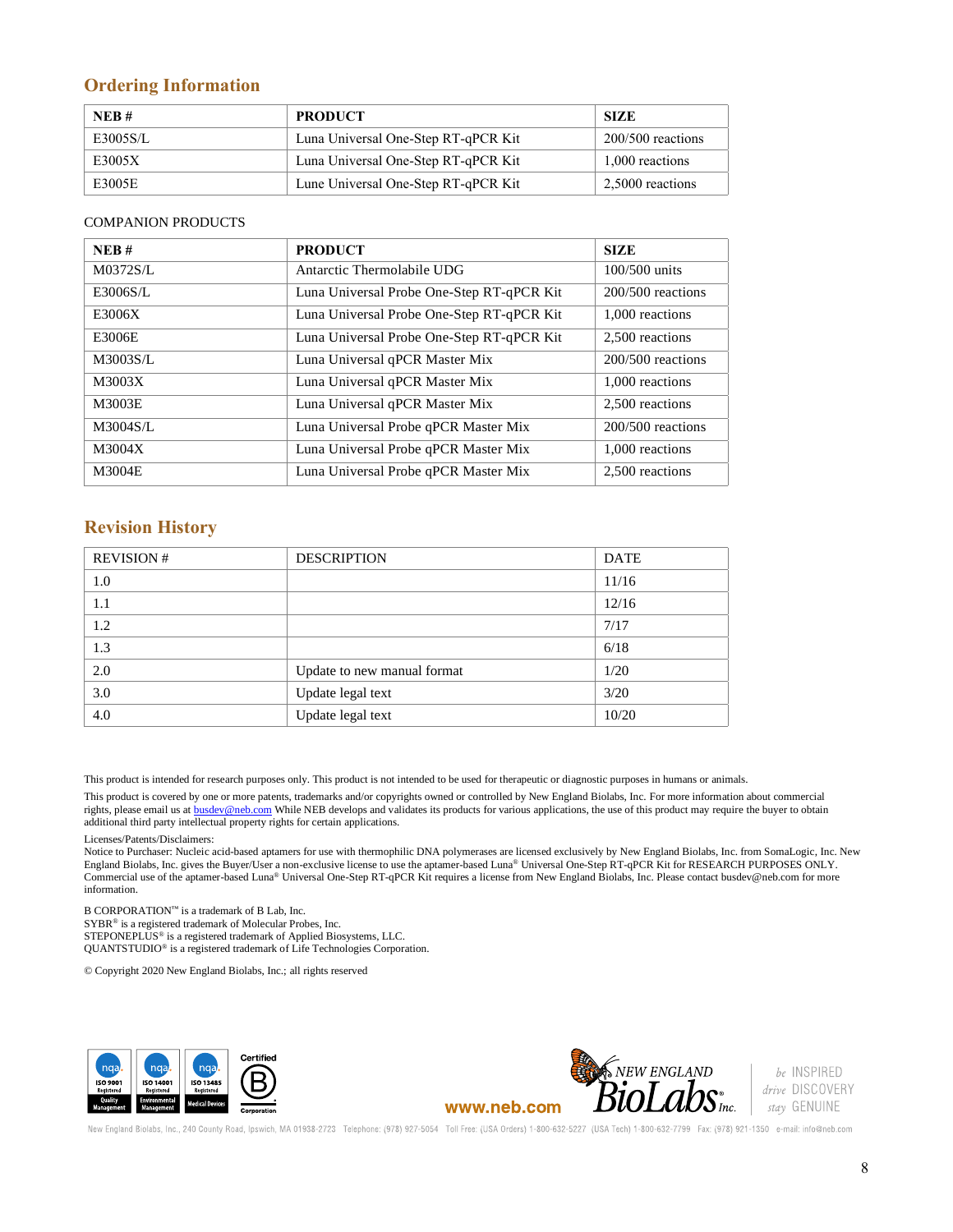## Ordering Information

| NEB # | PRODUCT | SIZE |
|---|---|---|
| E3005S/L | Luna Universal One-Step RT-qPCR Kit | 200/500 reactions |
| E3005X | Luna Universal One-Step RT-qPCR Kit | 1,000 reactions |
| E3005E | Lune Universal One-Step RT-qPCR Kit | 2,5000 reactions |

COMPANION PRODUCTS

| NEB # | PRODUCT | SIZE |
|---|---|---|
| M0372S/L | Antarctic Thermolabile UDG | 100/500 units |
| E3006S/L | Luna Universal Probe One-Step RT-qPCR Kit | 200/500 reactions |
| E3006X | Luna Universal Probe One-Step RT-qPCR Kit | 1,000 reactions |
| E3006E | Luna Universal Probe One-Step RT-qPCR Kit | 2,500 reactions |
| M3003S/L | Luna Universal qPCR Master Mix | 200/500 reactions |
| M3003X | Luna Universal qPCR Master Mix | 1,000 reactions |
| M3003E | Luna Universal qPCR Master Mix | 2,500 reactions |
| M3004S/L | Luna Universal Probe qPCR Master Mix | 200/500 reactions |
| M3004X | Luna Universal Probe qPCR Master Mix | 1,000 reactions |
| M3004E | Luna Universal Probe qPCR Master Mix | 2,500 reactions |

## Revision History

| REVISION # | DESCRIPTION | DATE |
|---|---|---|
| 1.0 | | 11/16 |
| 1.1 | | 12/16 |
| 1.2 | | 7/17 |
| 1.3 | | 6/18 |
| 2.0 | Update to new manual format | 1/20 |
| 3.0 | Update legal text | 3/20 |
| 4.0 | Update legal text | 10/20 |

This product is intended for research purposes only. This product is not intended to be used for therapeutic or diagnostic purposes in humans or animals.

This product is covered by one or more patents, trademarks and/or copyrights owned or controlled by New England Biolabs, Inc. For more information about commercial rights, please email us at busdev@neb.com While NEB develops and validates its products for various applications, the use of this product may require the buyer to obtain additional third party intellectual property rights for certain applications.

Licenses/Patents/Disclaimers:
Notice to Purchaser: Nucleic acid-based aptamers for use with thermophilic DNA polymerases are licensed exclusively by New England Biolabs, Inc. from SomaLogic, Inc. New England Biolabs, Inc. gives the Buyer/User a non-exclusive license to use the aptamer-based Luna® Universal One-Step RT-qPCR Kit for RESEARCH PURPOSES ONLY. Commercial use of the aptamer-based Luna® Universal One-Step RT-qPCR Kit requires a license from New England Biolabs, Inc. Please contact busdev@neb.com for more information.

B CORPORATION™ is a trademark of B Lab, Inc.
SYBR® is a registered trademark of Molecular Probes, Inc.
STEPONEPLUS® is a registered trademark of Applied Biosystems, LLC.
QUANTSTUDIO® is a registered trademark of Life Technologies Corporation.

© Copyright 2020 New England Biolabs, Inc.; all rights reserved

www.neb.com

New England Biolabs, Inc., 240 County Road, Ipswich, MA 01938-2723 Telephone: (978) 927-5054 Toll Free: (USA Orders) 1-800-632-5227 (USA Tech) 1-800-632-7799 Fax: (978) 921-1350 e-mail: info@neb.com